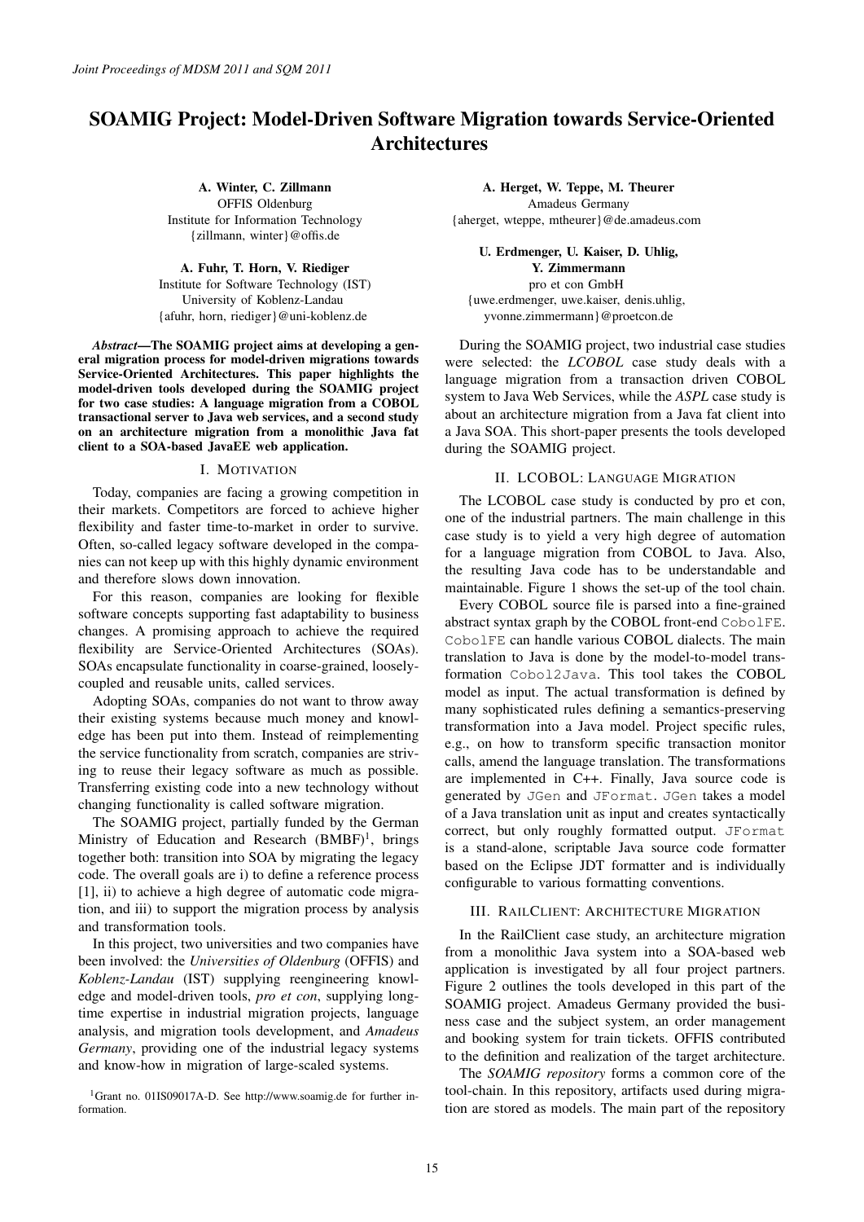# SOAMIG Project: Model-Driven Software Migration towards Service-Oriented Architectures

**A. Winter, C. Zillmann**
OFFIS Oldenburg
Institute for Information Technology
{zillmann, winter}@offis.de

**A. Fuhr, T. Horn, V. Riediger**
Institute for Software Technology (IST)
University of Koblenz-Landau
{afuhr, horn, riediger}@uni-koblenz.de

**A. Herget, W. Teppe, M. Theurer**
Amadeus Germany
{aherget, wteppe, mtheurer}@de.amadeus.com

**U. Erdmenger, U. Kaiser, D. Uhlig, Y. Zimmermann**
pro et con GmbH
{uwe.erdmenger, uwe.kaiser, denis.uhlig, yvonne.zimmermann}@proetcon.de

***Abstract*—The SOAMIG project aims at developing a general migration process for model-driven migrations towards Service-Oriented Architectures. This paper highlights the model-driven tools developed during the SOAMIG project for two case studies: A language migration from a COBOL transactional server to Java web services, and a second study on an architecture migration from a monolithic Java fat client to a SOA-based JavaEE web application.**

## I. Motivation

Today, companies are facing a growing competition in their markets. Competitors are forced to achieve higher flexibility and faster time-to-market in order to survive. Often, so-called legacy software developed in the companies can not keep up with this highly dynamic environment and therefore slows down innovation.

For this reason, companies are looking for flexible software concepts supporting fast adaptability to business changes. A promising approach to achieve the required flexibility are Service-Oriented Architectures (SOAs). SOAs encapsulate functionality in coarse-grained, loosely-coupled and reusable units, called services.

Adopting SOAs, companies do not want to throw away their existing systems because much money and knowledge has been put into them. Instead of reimplementing the service functionality from scratch, companies are striving to reuse their legacy software as much as possible. Transferring existing code into a new technology without changing functionality is called software migration.

The SOAMIG project, partially funded by the German Ministry of Education and Research (BMBF)[1], brings together both: transition into SOA by migrating the legacy code. The overall goals are i) to define a reference process [1], ii) to achieve a high degree of automatic code migration, and iii) to support the migration process by analysis and transformation tools.

In this project, two universities and two companies have been involved: the *Universities of Oldenburg* (OFFIS) and *Koblenz-Landau* (IST) supplying reengineering knowledge and model-driven tools, *pro et con*, supplying long-time expertise in industrial migration projects, language analysis, and migration tools development, and *Amadeus Germany*, providing one of the industrial legacy systems and know-how in migration of large-scaled systems.

During the SOAMIG project, two industrial case studies were selected: the *LCOBOL* case study deals with a language migration from a transaction driven COBOL system to Java Web Services, while the *ASPL* case study is about an architecture migration from a Java fat client into a Java SOA. This short-paper presents the tools developed during the SOAMIG project.

## II. LCOBOL: Language Migration

The LCOBOL case study is conducted by pro et con, one of the industrial partners. The main challenge in this case study is to yield a very high degree of automation for a language migration from COBOL to Java. Also, the resulting Java code has to be understandable and maintainable. Figure 1 shows the set-up of the tool chain.

Every COBOL source file is parsed into a fine-grained abstract syntax graph by the COBOL front-end `CobolFE`. `CobolFE` can handle various COBOL dialects. The main translation to Java is done by the model-to-model transformation `Cobol2Java`. This tool takes the COBOL model as input. The actual transformation is defined by many sophisticated rules defining a semantics-preserving transformation into a Java model. Project specific rules, e.g., on how to transform specific transaction monitor calls, amend the language translation. The transformations are implemented in C++. Finally, Java source code is generated by `JGen` and `JFormat`. `JGen` takes a model of a Java translation unit as input and creates syntactically correct, but only roughly formatted output. `JFormat` is a stand-alone, scriptable Java source code formatter based on the Eclipse JDT formatter and is individually configurable to various formatting conventions.

## III. RailClient: Architecture Migration

In the RailClient case study, an architecture migration from a monolithic Java system into a SOA-based web application is investigated by all four project partners. Figure 2 outlines the tools developed in this part of the SOAMIG project. Amadeus Germany provided the business case and the subject system, an order management and booking system for train tickets. OFFIS contributed to the definition and realization of the target architecture.

The *SOAMIG repository* forms a common core of the tool-chain. In this repository, artifacts used during migration are stored as models. The main part of the repository

[1] Grant no. 01IS09017A-D. See http://www.soamig.de for further information.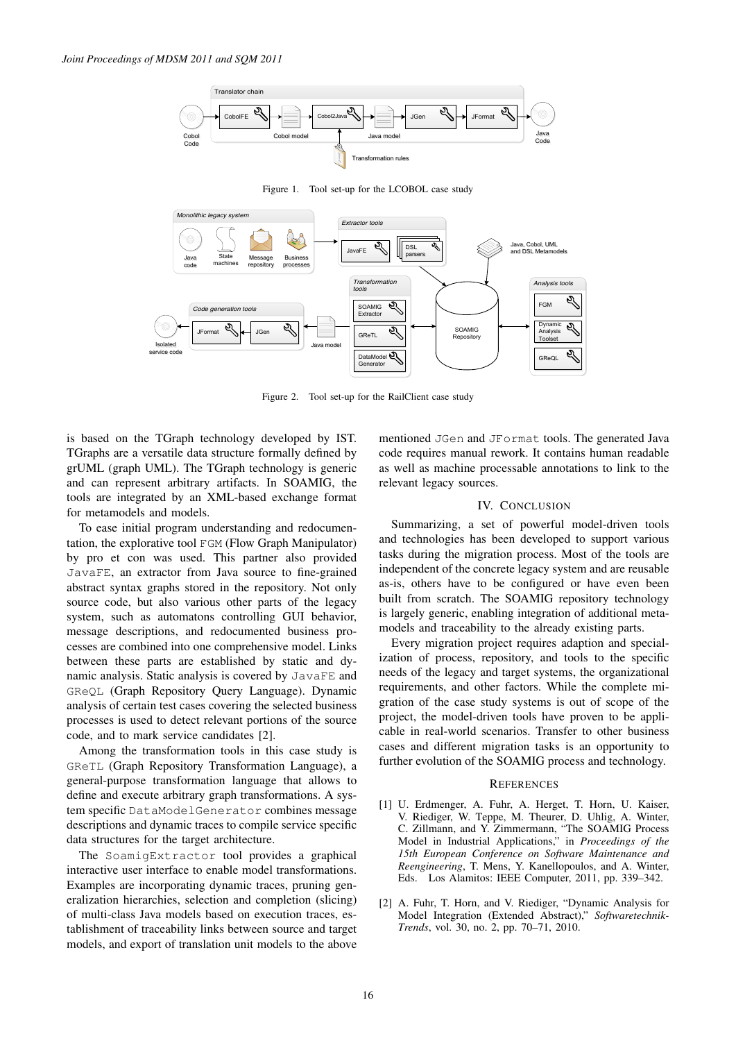Translator chain

Cobol Code

CobolFE

Cobol model

Cobol2Java

Java model

JGen

JFormat

Java Code

Transformation rules

Figure 1. Tool set-up for the LCOBOL case study

Monolithic legacy system

Java code

State machines

Message repository

Business processes

Extractor tools

JavaFE

DSL parsers

Java, Cobol, UML and DSL Metamodels

Transformation tools

SOAMIG Extractor

GReTL

DataModel Generator

SOAMIG Repository

Analysis tools

FGM

Dynamic Analysis Toolset

GReQL

Code generation tools

JFormat

JGen

Java model

Isolated service code

Figure 2. Tool set-up for the RailClient case study

is based on the TGraph technology developed by IST. TGraphs are a versatile graph formally defined by grUML (graph UML). The TGraph technology is generic and can represent arbitrary artifacts. In SOAMIG, the tools are integrated by an XML-based exchange format for metamodels and models.

To ease initial program understanding and redocumentation, the explorative tool `FGM` (Flow Graph Manipulator) by pro et con was used. This partner also provided `JavaFE`, an extractor from Java source to fine-grained abstract syntax graphs stored in the repository. Not only source code, but also various other parts of the legacy system, such as automatons controlling GUI behavior, message descriptions, and redocumented business processes are combined into one comprehensive model. Links between these parts are established by static and dynamic analysis. Static analysis is covered by `JavaFE` and `GReQL` (Graph Repository Query Language). Dynamic analysis of certain test cases covering the selected business processes is used to detect relevant portions of the source code, and to mark service candidates [2].

Among the transformation tools in this case study is `GReTL` (Graph Repository Transformation Language), a general-purpose transformation language that allows to define and execute arbitrary graph transformations. A system specific `DataModelGenerator` combines message descriptions and dynamic traces to compile service specific data structures for the target architecture.

The `SoamigExtractor` tool provides a graphical interactive user interface to enable model transformations. Examples are incorporating dynamic traces, pruning generalization hierarchies, selection and completion (slicing) of multi-class Java models based on execution traces, establishment of traceability links between source and target models, and export of translation unit models to the above mentioned `JGen` and `JFormat` tools. The generated Java code requires manual rework. It contains human readable as well as machine processable annotations to link to the relevant legacy sources.

## IV. Conclusion

Summarizing, a set of powerful model-driven tools and technologies has been developed to support various tasks during the migration process. Most of the tools are independent of the concrete legacy system and are reusable as-is, others have to be configured or have even been built from scratch. The SOAMIG repository technology is largely generic, enabling integration of additional metamodels and traceability to the already existing parts.

Every migration project requires adaption and specialization of process, repository, and tools to the specific needs of the legacy and target systems, the organizational requirements, and other factors. While the complete migration of the case study systems is out of scope of the project, the model-driven tools have proven to be applicable in real-world scenarios. Transfer to other business cases and different migration tasks is an opportunity to further evolution of the SOAMIG process and technology.

## References

[1] U. Erdmenger, A. Fuhr, A. Herget, T. Horn, U. Kaiser, V. Riediger, W. Teppe, M. Theurer, D. Uhlig, A. Winter, C. Zillmann, and Y. Zimmermann, "The SOAMIG Process Model in Industrial Applications," in *Proceedings of the 15th European Conference on Software Maintenance and Reengineering*, T. Mens, Y. Kanellopoulos, and A. Winter, Eds. Los Alamitos: IEEE Computer, 2011, pp. 339–342.

[2] A. Fuhr, T. Horn, and V. Riediger, "Dynamic Analysis for Model Integration (Extended Abstract)," *Softwaretechnik-Trends*, vol. 30, no. 2, pp. 70–71, 2010.